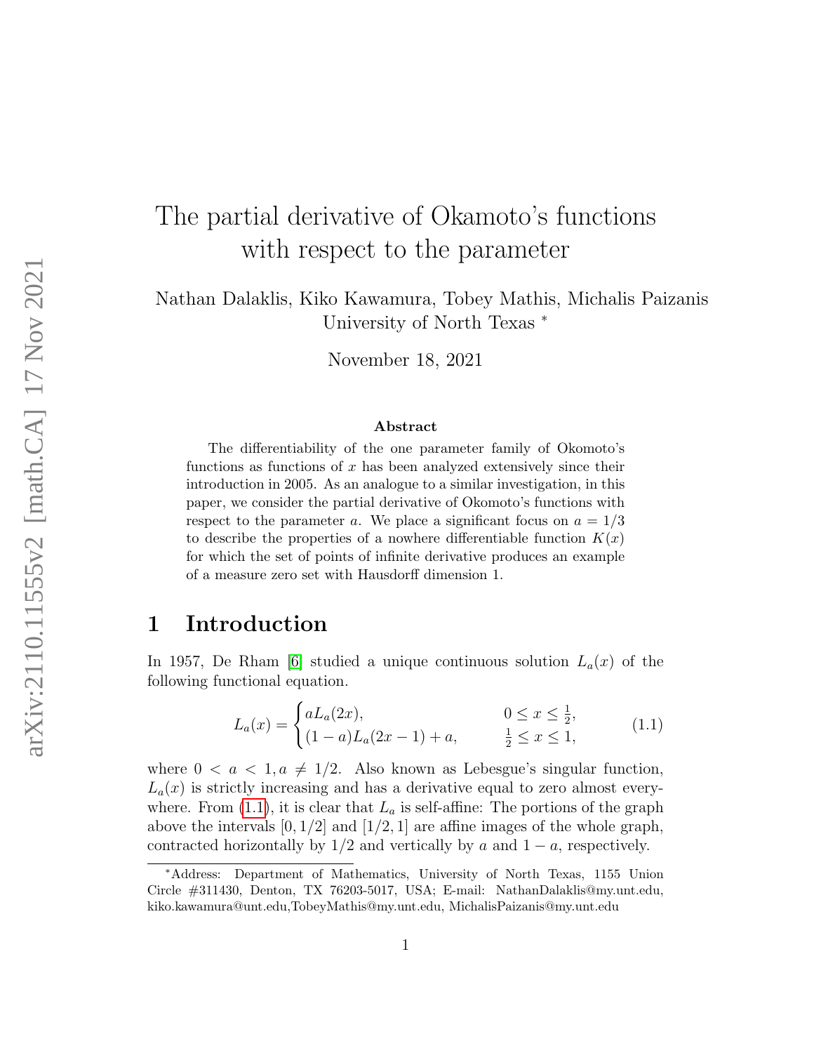# The partial derivative of Okamoto's functions with respect to the parameter

Nathan Dalaklis, Kiko Kawamura, Tobey Mathis, Michalis Paizanis
University of North Texas *

November 18, 2021

### Abstract

The differentiability of the one parameter family of Okomoto's functions as functions of $x$ has been analyzed extensively since their introduction in 2005. As an analogue to a similar investigation, in this paper, we consider the partial derivative of Okomoto's functions with respect to the parameter $a$. We place a significant focus on $a = 1/3$ to describe the properties of a nowhere differentiable function $K(x)$ for which the set of points of infinite derivative produces an example of a measure zero set with Hausdorff dimension 1.

## 1 Introduction

In 1957, De Rham [6] studied a unique continuous solution $L_a(x)$ of the following functional equation.

$$L_a(x) = \begin{cases} aL_a(2x), & 0 \le x \le \frac{1}{2}, \\ (1-a)L_a(2x-1) + a, & \frac{1}{2} \le x \le 1, \end{cases} \tag{1.1}$$

where $0 < a < 1, a \neq 1/2$. Also known as Lebesgue's singular function, $L_a(x)$ is strictly increasing and has a derivative equal to zero almost everywhere. From (1.1), it is clear that $L_a$ is self-affine: The portions of the graph above the intervals $[0, 1/2]$ and $[1/2, 1]$ are affine images of the whole graph, contracted horizontally by $1/2$ and vertically by $a$ and $1 - a$, respectively.

*Address: Department of Mathematics, University of North Texas, 1155 Union Circle #311430, Denton, TX 76203-5017, USA; E-mail: NathanDalaklis@my.unt.edu, kiko.kawamura@unt.edu,TobeyMathis@my.unt.edu, MichalisPaizanis@my.unt.edu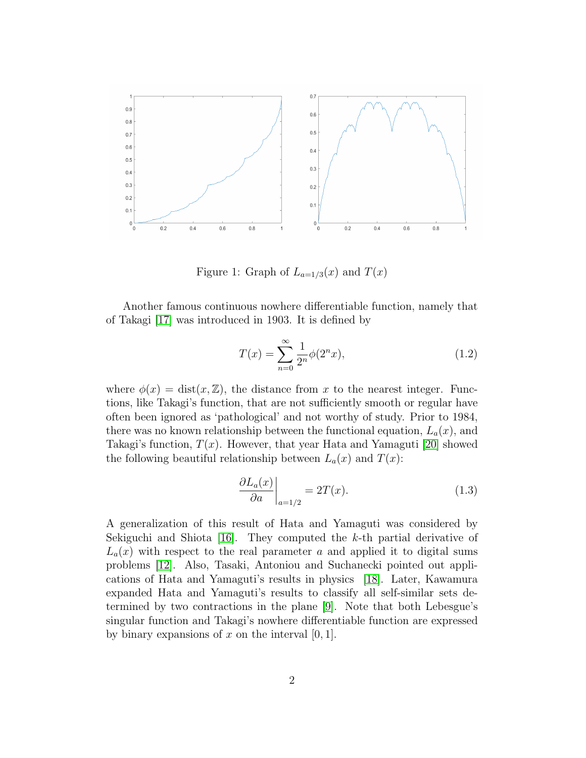Figure 1: Graph of $L_{a=1/3}(x)$ and $T(x)$

Another famous continuous nowhere differentiable function, namely that of Takagi [17] was introduced in 1903. It is defined by

$$T(x) = \sum_{n=0}^{\infty} \frac{1}{2^n} \phi(2^n x), \tag{1.2}$$

where $\phi(x) = \text{dist}(x, \mathbb{Z})$, the distance from $x$ to the nearest integer. Functions, like Takagi's function, that are not sufficiently smooth or regular have often been ignored as 'pathological' and not worthy of study. Prior to 1984, there was no known relationship between the functional equation, $L_a(x)$, and Takagi's function, $T(x)$. However, that year Hata and Yamaguti [20] showed the following beautiful relationship between $L_a(x)$ and $T(x)$:

$$\left. \frac{\partial L_a(x)}{\partial a} \right|_{a=1/2} = 2T(x). \tag{1.3}$$

A generalization of this result of Hata and Yamaguti was considered by Sekiguchi and Shiota [16]. They computed the $k$-th partial derivative of $L_a(x)$ with respect to the real parameter $a$ and applied it to digital sums problems [12]. Also, Tasaki, Antoniou and Suchanecki pointed out applications of Hata and Yamaguti's results in physics [18]. Later, Kawamura expanded Hata and Yamaguti's results to classify all self-similar sets determined by two contractions in the plane [9]. Note that both Lebesgue's singular function and Takagi's nowhere differentiable function are expressed by binary expansions of $x$ on the interval $[0, 1]$.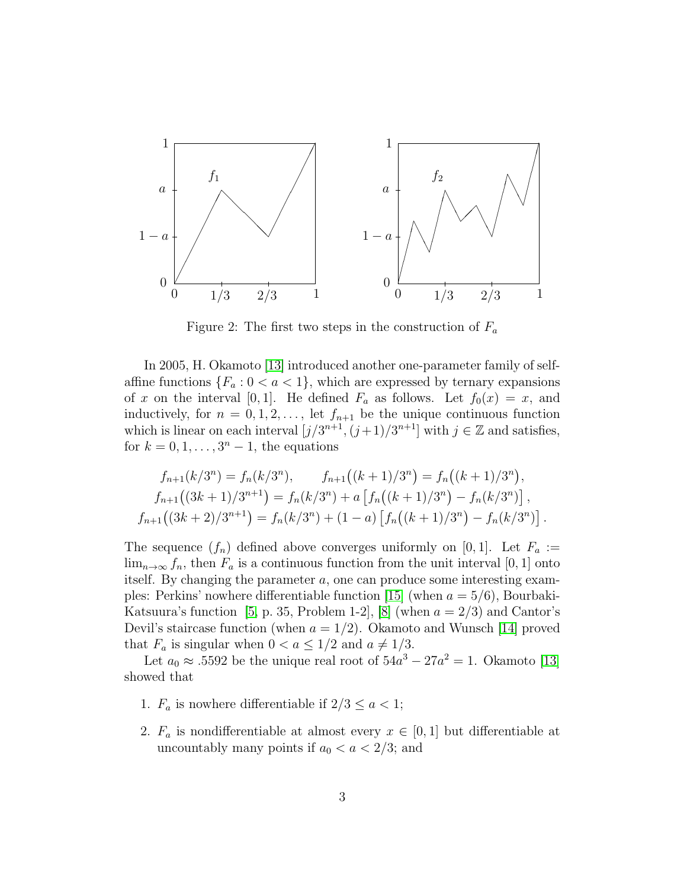Figure 2: The first two steps in the construction of $F_a$

In 2005, H. Okamoto [13] introduced another one-parameter family of self-affine functions $\{F_a : 0 < a < 1\}$, which are expressed by ternary expansions of $x$ on the interval $[0, 1]$. He defined $F_a$ as follows. Let $f_0(x) = x$, and inductively, for $n = 0, 1, 2, \ldots$, let $f_{n+1}$ be the unique continuous function which is linear on each interval $[j/3^{n+1}, (j+1)/3^{n+1}]$ with $j \in \mathbb{Z}$ and satisfies, for $k = 0, 1, \ldots, 3^n - 1$, the equations

$$f_{n+1}(k/3^n) = f_n(k/3^n), \qquad f_{n+1}\big((k+1)/3^n\big) = f_n\big((k+1)/3^n\big),$$
$$f_{n+1}\big((3k+1)/3^{n+1}\big) = f_n(k/3^n) + a\left[f_n\big((k+1)/3^n\big) - f_n(k/3^n)\right],$$
$$f_{n+1}\big((3k+2)/3^{n+1}\big) = f_n(k/3^n) + (1-a)\left[f_n\big((k+1)/3^n\big) - f_n(k/3^n)\right].$$

The sequence $(f_n)$ defined above converges uniformly on $[0, 1]$. Let $F_a := \lim_{n\to\infty} f_n$, then $F_a$ is a continuous function from the unit interval $[0, 1]$ onto itself. By changing the parameter $a$, one can produce some interesting examples: Perkins' nowhere differentiable function [15] (when $a = 5/6$), Bourbaki-Katsuura's function [5, p. 35, Problem 1-2], [8] (when $a = 2/3$) and Cantor's Devil's staircase function (when $a = 1/2$). Okamoto and Wunsch [14] proved that $F_a$ is singular when $0 < a \leq 1/2$ and $a \neq 1/3$.

Let $a_0 \approx .5592$ be the unique real root of $54a^3 - 27a^2 = 1$. Okamoto [13] showed that

1. $F_a$ is nowhere differentiable if $2/3 \leq a < 1$;
2. $F_a$ is nondifferentiable at almost every $x \in [0, 1]$ but differentiable at uncountably many points if $a_0 < a < 2/3$; and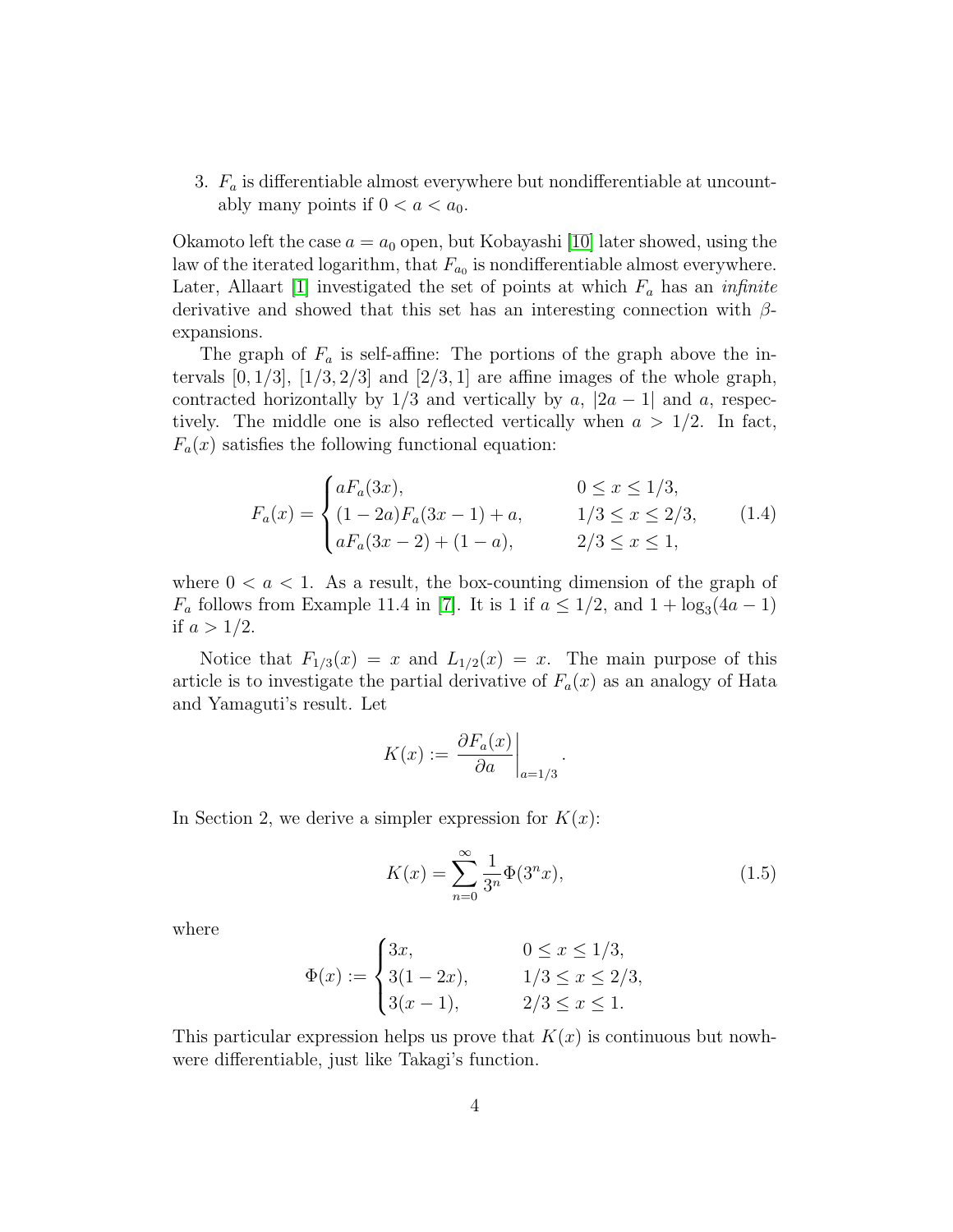3. $F_a$ is differentiable almost everywhere but nondifferentiable at uncountably many points if $0 < a < a_0$.

Okamoto left the case $a = a_0$ open, but Kobayashi [10] later showed, using the law of the iterated logarithm, that $F_{a_0}$ is nondifferentiable almost everywhere. Later, Allaart [1] investigated the set of points at which $F_a$ has an *infinite* derivative and showed that this set has an interesting connection with $\beta$-expansions.

The graph of $F_a$ is self-affine: The portions of the graph above the intervals $[0, 1/3]$, $[1/3, 2/3]$ and $[2/3, 1]$ are affine images of the whole graph, contracted horizontally by $1/3$ and vertically by $a$, $|2a - 1|$ and $a$, respectively. The middle one is also reflected vertically when $a > 1/2$. In fact, $F_a(x)$ satisfies the following functional equation:

$$F_a(x) = \begin{cases} aF_a(3x), & 0 \leq x \leq 1/3, \\ (1-2a)F_a(3x-1) + a, & 1/3 \leq x \leq 2/3, \\ aF_a(3x-2) + (1-a), & 2/3 \leq x \leq 1, \end{cases} \tag{1.4}$$

where $0 < a < 1$. As a result, the box-counting dimension of the graph of $F_a$ follows from Example 11.4 in [7]. It is 1 if $a \leq 1/2$, and $1 + \log_3(4a - 1)$ if $a > 1/2$.

Notice that $F_{1/3}(x) = x$ and $L_{1/2}(x) = x$. The main purpose of this article is to investigate the partial derivative of $F_a(x)$ as an analogy of Hata and Yamaguti's result. Let

$$K(x) := \left. \frac{\partial F_a(x)}{\partial a} \right|_{a=1/3}.$$

In Section 2, we derive a simpler expression for $K(x)$:

$$K(x) = \sum_{n=0}^{\infty} \frac{1}{3^n} \Phi(3^n x), \tag{1.5}$$

where

$$\Phi(x) := \begin{cases} 3x, & 0 \leq x \leq 1/3, \\ 3(1-2x), & 1/3 \leq x \leq 2/3, \\ 3(x-1), & 2/3 \leq x \leq 1. \end{cases}$$

This particular expression helps us prove that $K(x)$ is continuous but nowhere differentiable, just like Takagi's function.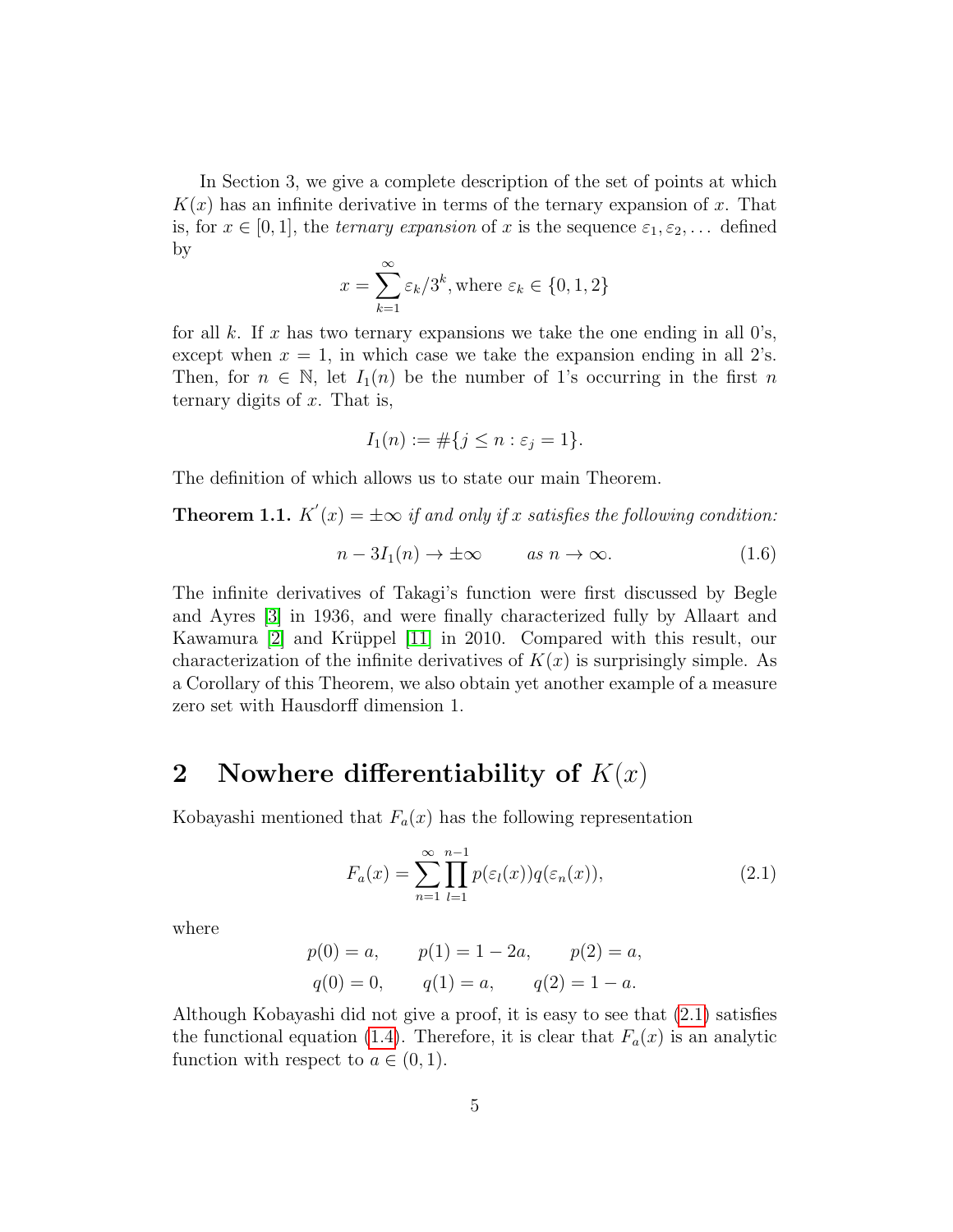In Section 3, we give a complete description of the set of points at which $K(x)$ has an infinite derivative in terms of the ternary expansion of $x$. That is, for $x \in [0,1]$, the *ternary expansion* of $x$ is the sequence $\varepsilon_1, \varepsilon_2, \ldots$ defined by

$$x = \sum_{k=1}^{\infty} \varepsilon_k / 3^k, \text{where } \varepsilon_k \in \{0,1,2\}$$

for all $k$. If $x$ has two ternary expansions we take the one ending in all 0's, except when $x = 1$, in which case we take the expansion ending in all 2's. Then, for $n \in \mathbb{N}$, let $I_1(n)$ be the number of 1's occurring in the first $n$ ternary digits of $x$. That is,

$$I_1(n) := \#\{j \leq n : \varepsilon_j = 1\}.$$

The definition of which allows us to state our main Theorem.

**Theorem 1.1.** *$K'(x) = \pm\infty$ if and only if $x$ satisfies the following condition:*

$$n - 3I_1(n) \to \pm\infty \qquad \text{as } n \to \infty. \tag{1.6}$$

The infinite derivatives of Takagi's function were first discussed by Begle and Ayres [3] in 1936, and were finally characterized fully by Allaart and Kawamura [2] and Krüppel [11] in 2010. Compared with this result, our characterization of the infinite derivatives of $K(x)$ is surprisingly simple. As a Corollary of this Theorem, we also obtain yet another example of a measure zero set with Hausdorff dimension 1.

## 2 Nowhere differentiability of $K(x)$

Kobayashi mentioned that $F_a(x)$ has the following representation

$$F_a(x) = \sum_{n=1}^{\infty} \prod_{l=1}^{n-1} p(\varepsilon_l(x)) q(\varepsilon_n(x)), \tag{2.1}$$

where

$$p(0) = a, \qquad p(1) = 1 - 2a, \qquad p(2) = a,$$
$$q(0) = 0, \qquad q(1) = a, \qquad q(2) = 1 - a.$$

Although Kobayashi did not give a proof, it is easy to see that (2.1) satisfies the functional equation (1.4). Therefore, it is clear that $F_a(x)$ is an analytic function with respect to $a \in (0,1)$.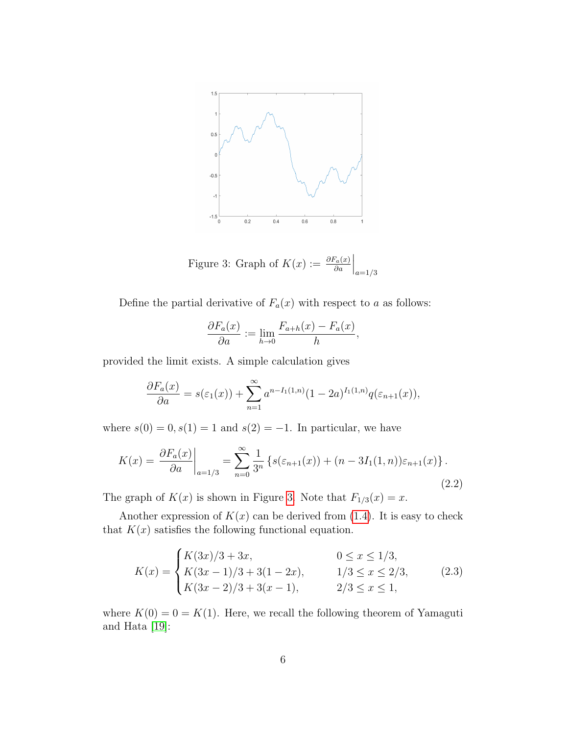Figure 3: Graph of $K(x) := \left.\frac{\partial F_a(x)}{\partial a}\right|_{a=1/3}$

Define the partial derivative of $F_a(x)$ with respect to $a$ as follows:

$$\frac{\partial F_a(x)}{\partial a} := \lim_{h\to 0} \frac{F_{a+h}(x) - F_a(x)}{h},$$

provided the limit exists. A simple calculation gives

$$\frac{\partial F_a(x)}{\partial a} = s(\varepsilon_1(x)) + \sum_{n=1}^{\infty} a^{n-I_1(1,n)}(1-2a)^{I_1(1,n)} q(\varepsilon_{n+1}(x)),$$

where $s(0) = 0, s(1) = 1$ and $s(2) = -1$. In particular, we have

$$K(x) = \left.\frac{\partial F_a(x)}{\partial a}\right|_{a=1/3} = \sum_{n=0}^{\infty} \frac{1}{3^n} \left\{ s(\varepsilon_{n+1}(x)) + (n - 3I_1(1,n))\varepsilon_{n+1}(x) \right\}. \tag{2.2}$$

The graph of $K(x)$ is shown in Figure 3. Note that $F_{1/3}(x) = x$.

Another expression of $K(x)$ can be derived from (1.4). It is easy to check that $K(x)$ satisfies the following functional equation.

$$K(x) = \begin{cases} K(3x)/3 + 3x, & 0 \le x \le 1/3, \\ K(3x-1)/3 + 3(1-2x), & 1/3 \le x \le 2/3, \\ K(3x-2)/3 + 3(x-1), & 2/3 \le x \le 1, \end{cases} \tag{2.3}$$

where $K(0) = 0 = K(1)$. Here, we recall the following theorem of Yamaguti and Hata [19]: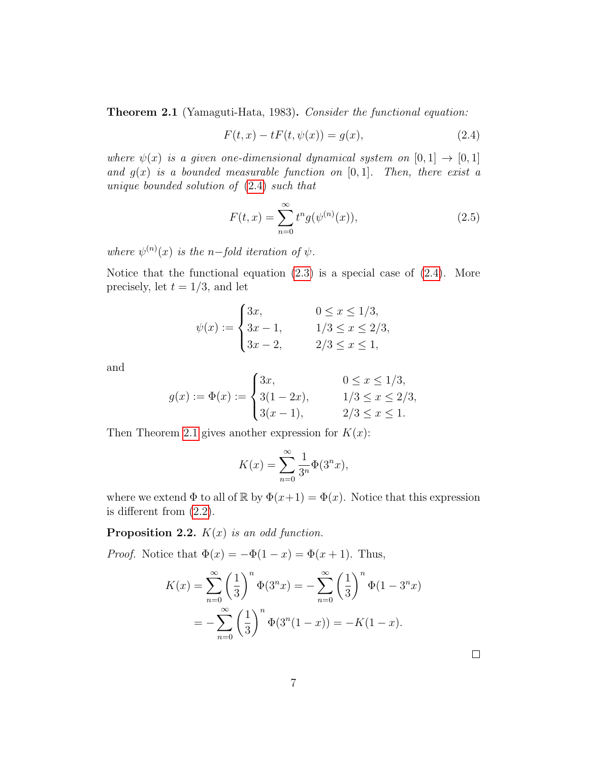**Theorem 2.1** (Yamaguti-Hata, 1983)**.** *Consider the functional equation:*

$$F(t,x) - tF(t,\psi(x)) = g(x), \tag{2.4}$$

*where $\psi(x)$ is a given one-dimensional dynamical system on $[0,1] \to [0,1]$ and $g(x)$ is a bounded measurable function on $[0,1]$. Then, there exist a unique bounded solution of (2.4) such that*

$$F(t,x) = \sum_{n=0}^{\infty} t^n g(\psi^{(n)}(x)), \tag{2.5}$$

*where $\psi^{(n)}(x)$ is the $n-$fold iteration of $\psi$.*

Notice that the functional equation (2.3) is a special case of (2.4). More precisely, let $t = 1/3$, and let

$$\psi(x) := \begin{cases} 3x, & 0 \le x \le 1/3, \\ 3x-1, & 1/3 \le x \le 2/3, \\ 3x-2, & 2/3 \le x \le 1, \end{cases}$$

and

$$g(x) := \Phi(x) := \begin{cases} 3x, & 0 \le x \le 1/3, \\ 3(1-2x), & 1/3 \le x \le 2/3, \\ 3(x-1), & 2/3 \le x \le 1. \end{cases}$$

Then Theorem 2.1 gives another expression for $K(x)$:

$$K(x) = \sum_{n=0}^{\infty} \frac{1}{3^n} \Phi(3^n x),$$

where we extend $\Phi$ to all of $\mathbb{R}$ by $\Phi(x+1) = \Phi(x)$. Notice that this expression is different from (2.2).

**Proposition 2.2.** *$K(x)$ is an odd function.*

*Proof.* Notice that $\Phi(x) = -\Phi(1-x) = \Phi(x+1)$. Thus,

$$\begin{aligned} K(x) &= \sum_{n=0}^{\infty} \left(\frac{1}{3}\right)^n \Phi(3^n x) = -\sum_{n=0}^{\infty} \left(\frac{1}{3}\right)^n \Phi(1 - 3^n x) \\ &= -\sum_{n=0}^{\infty} \left(\frac{1}{3}\right)^n \Phi(3^n(1-x)) = -K(1-x). \end{aligned}$$

□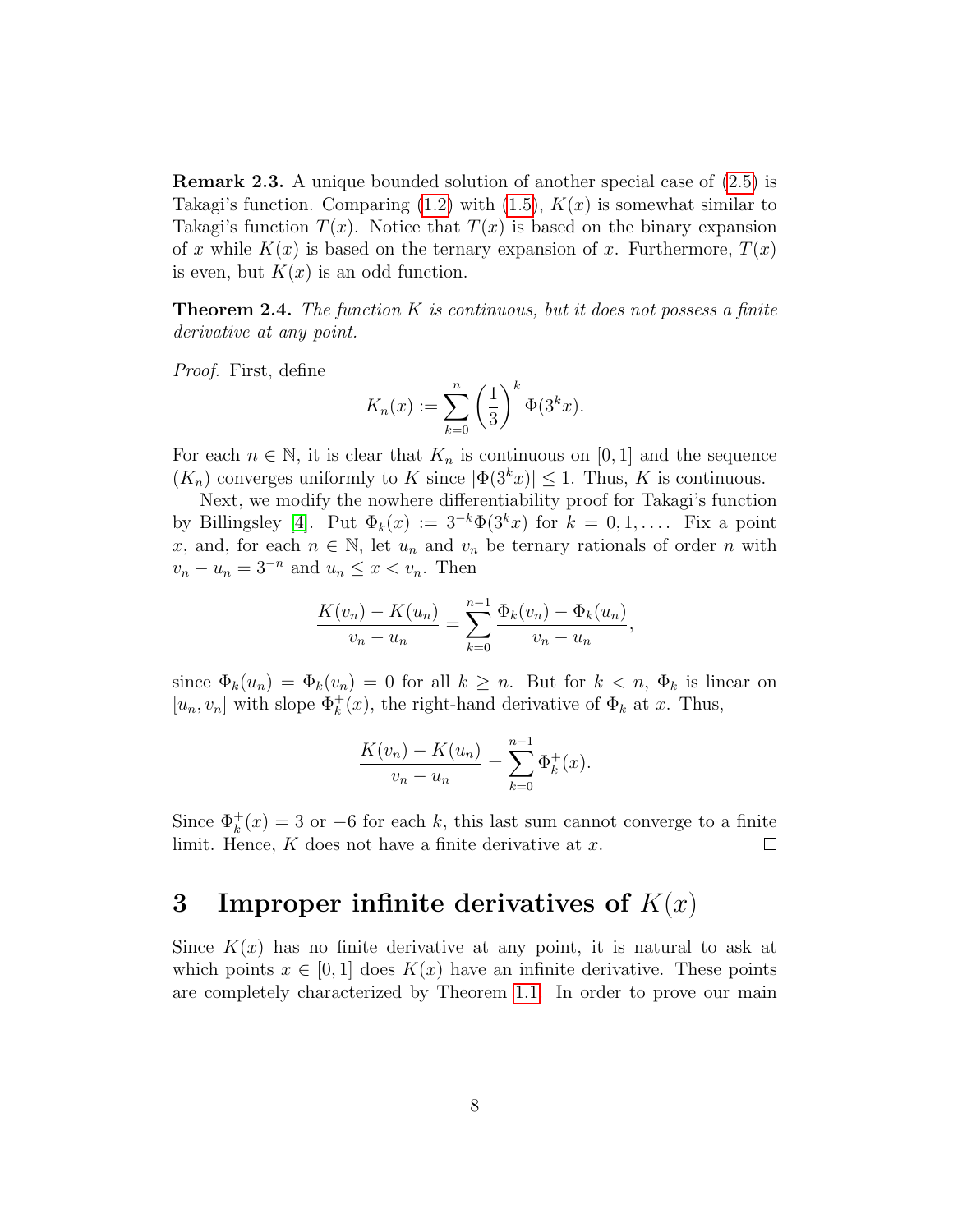**Remark 2.3.** A unique bounded solution of another special case of (2.5) is Takagi's function. Comparing (1.2) with (1.5), $K(x)$ is somewhat similar to Takagi's function $T(x)$. Notice that $T(x)$ is based on the binary expansion of $x$ while $K(x)$ is based on the ternary expansion of $x$. Furthermore, $T(x)$ is even, but $K(x)$ is an odd function.

**Theorem 2.4.** *The function $K$ is continuous, but it does not possess a finite derivative at any point.*

*Proof.* First, define

$$K_n(x) := \sum_{k=0}^{n} \left(\frac{1}{3}\right)^k \Phi(3^k x).$$

For each $n \in \mathbb{N}$, it is clear that $K_n$ is continuous on $[0, 1]$ and the sequence $(K_n)$ converges uniformly to $K$ since $|\Phi(3^k x)| \leq 1$. Thus, $K$ is continuous.

Next, we modify the nowhere differentiability proof for Takagi's function by Billingsley [4]. Put $\Phi_k(x) := 3^{-k}\Phi(3^k x)$ for $k = 0, 1, \ldots$. Fix a point $x$, and, for each $n \in \mathbb{N}$, let $u_n$ and $v_n$ be ternary rationals of order $n$ with $v_n - u_n = 3^{-n}$ and $u_n \leq x < v_n$. Then

$$\frac{K(v_n) - K(u_n)}{v_n - u_n} = \sum_{k=0}^{n-1} \frac{\Phi_k(v_n) - \Phi_k(u_n)}{v_n - u_n},$$

since $\Phi_k(u_n) = \Phi_k(v_n) = 0$ for all $k \geq n$. But for $k < n$, $\Phi_k$ is linear on $[u_n, v_n]$ with slope $\Phi_k^+(x)$, the right-hand derivative of $\Phi_k$ at $x$. Thus,

$$\frac{K(v_n) - K(u_n)}{v_n - u_n} = \sum_{k=0}^{n-1} \Phi_k^+(x).$$

Since $\Phi_k^+(x) = 3$ or $-6$ for each $k$, this last sum cannot converge to a finite limit. Hence, $K$ does not have a finite derivative at $x$. $\square$

# 3 Improper infinite derivatives of $K(x)$

Since $K(x)$ has no finite derivative at any point, it is natural to ask at which points $x \in [0, 1]$ does $K(x)$ have an infinite derivative. These points are completely characterized by Theorem 1.1. In order to prove our main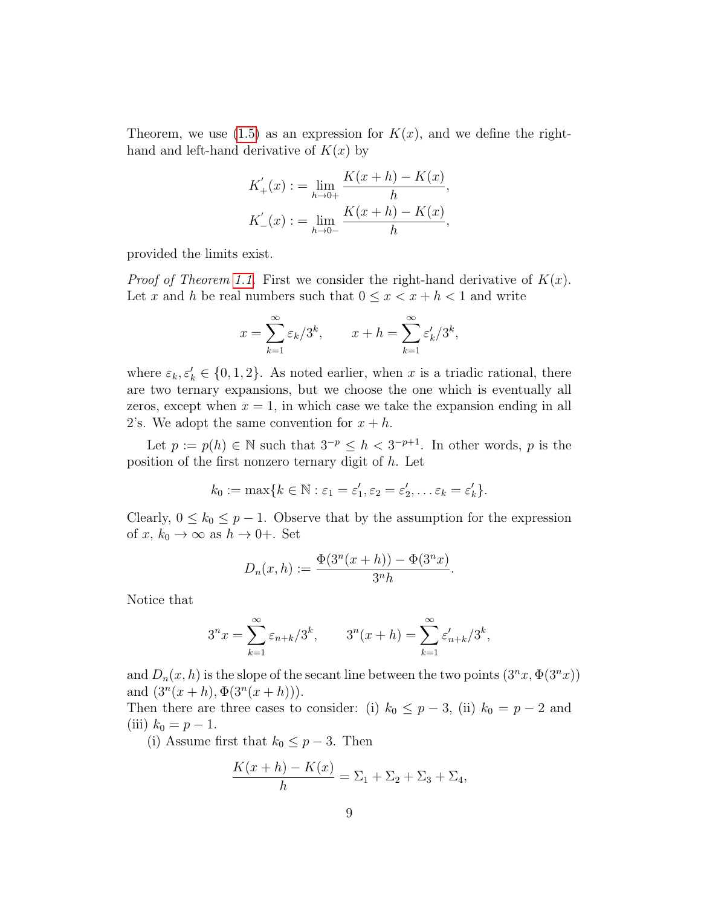Theorem, we use (1.5) as an expression for $K(x)$, and we define the right-hand and left-hand derivative of $K(x)$ by

$$
\begin{aligned}
K'_{+}(x) &:= \lim_{h \to 0+} \frac{K(x+h) - K(x)}{h}, \\
K'_{-}(x) &:= \lim_{h \to 0-} \frac{K(x+h) - K(x)}{h},
\end{aligned}
$$

provided the limits exist.

*Proof of Theorem 1.1.* First we consider the right-hand derivative of $K(x)$. Let $x$ and $h$ be real numbers such that $0 \le x < x + h < 1$ and write

$$
x = \sum_{k=1}^{\infty} \varepsilon_k / 3^k, \qquad x + h = \sum_{k=1}^{\infty} \varepsilon'_k / 3^k,
$$

where $\varepsilon_k, \varepsilon'_k \in \{0, 1, 2\}$. As noted earlier, when $x$ is a triadic rational, there are two ternary expansions, but we choose the one which is eventually all zeros, except when $x = 1$, in which case we take the expansion ending in all 2's. We adopt the same convention for $x + h$.

Let $p := p(h) \in \mathbb{N}$ such that $3^{-p} \le h < 3^{-p+1}$. In other words, $p$ is the position of the first nonzero ternary digit of $h$. Let

$$
k_0 := \max\{k \in \mathbb{N} : \varepsilon_1 = \varepsilon'_1, \varepsilon_2 = \varepsilon'_2, \ldots \varepsilon_k = \varepsilon'_k\}.
$$

Clearly, $0 \le k_0 \le p - 1$. Observe that by the assumption for the expression of $x$, $k_0 \to \infty$ as $h \to 0+$. Set

$$
D_n(x, h) := \frac{\Phi(3^n(x+h)) - \Phi(3^n x)}{3^n h}.
$$

Notice that

$$
3^n x = \sum_{k=1}^{\infty} \varepsilon_{n+k} / 3^k, \qquad 3^n(x+h) = \sum_{k=1}^{\infty} \varepsilon'_{n+k} / 3^k,
$$

and $D_n(x, h)$ is the slope of the secant line between the two points $(3^n x, \Phi(3^n x))$ and $(3^n(x+h), \Phi(3^n(x+h)))$.
Then there are three cases to consider: (i) $k_0 \le p - 3$, (ii) $k_0 = p - 2$ and (iii) $k_0 = p - 1$.

(i) Assume first that $k_0 \le p - 3$. Then

$$
\frac{K(x+h) - K(x)}{h} = \Sigma_1 + \Sigma_2 + \Sigma_3 + \Sigma_4,
$$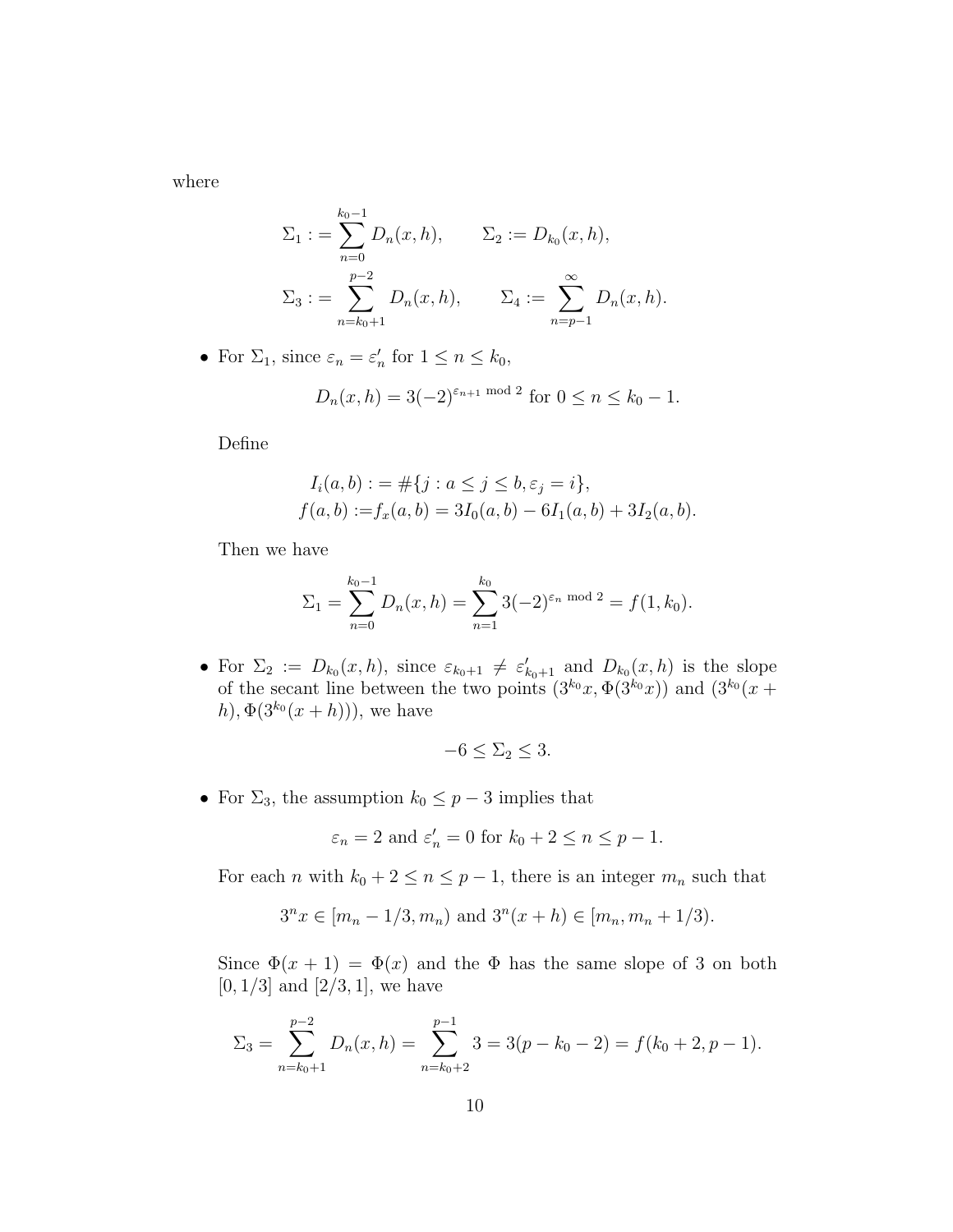where

$$\Sigma_1 := \sum_{n=0}^{k_0-1} D_n(x,h), \qquad \Sigma_2 := D_{k_0}(x,h),$$
$$\Sigma_3 := \sum_{n=k_0+1}^{p-2} D_n(x,h), \qquad \Sigma_4 := \sum_{n=p-1}^{\infty} D_n(x,h).$$

- For $\Sigma_1$, since $\varepsilon_n = \varepsilon'_n$ for $1 \le n \le k_0$,

  $$D_n(x,h) = 3(-2)^{\varepsilon_{n+1} \bmod 2} \text{ for } 0 \le n \le k_0 - 1.$$

  Define

  $$\begin{aligned} I_i(a,b) &:= \#\{j : a \le j \le b, \varepsilon_j = i\}, \\ f(a,b) &:= f_x(a,b) = 3I_0(a,b) - 6I_1(a,b) + 3I_2(a,b). \end{aligned}$$

  Then we have

  $$\Sigma_1 = \sum_{n=0}^{k_0-1} D_n(x,h) = \sum_{n=1}^{k_0} 3(-2)^{\varepsilon_n \bmod 2} = f(1,k_0).$$

- For $\Sigma_2 := D_{k_0}(x,h)$, since $\varepsilon_{k_0+1} \ne \varepsilon'_{k_0+1}$ and $D_{k_0}(x,h)$ is the slope of the secant line between the two points $(3^{k_0}x, \Phi(3^{k_0}x))$ and $(3^{k_0}(x+h), \Phi(3^{k_0}(x+h)))$, we have

  $$-6 \le \Sigma_2 \le 3.$$

- For $\Sigma_3$, the assumption $k_0 \le p-3$ implies that

  $$\varepsilon_n = 2 \text{ and } \varepsilon'_n = 0 \text{ for } k_0 + 2 \le n \le p-1.$$

  For each $n$ with $k_0 + 2 \le n \le p-1$, there is an integer $m_n$ such that

  $$3^n x \in [m_n - 1/3, m_n) \text{ and } 3^n(x+h) \in [m_n, m_n + 1/3).$$

  Since $\Phi(x+1) = \Phi(x)$ and the $\Phi$ has the same slope of 3 on both $[0,1/3]$ and $[2/3,1]$, we have

  $$\Sigma_3 = \sum_{n=k_0+1}^{p-2} D_n(x,h) = \sum_{n=k_0+2}^{p-1} 3 = 3(p-k_0-2) = f(k_0+2, p-1).$$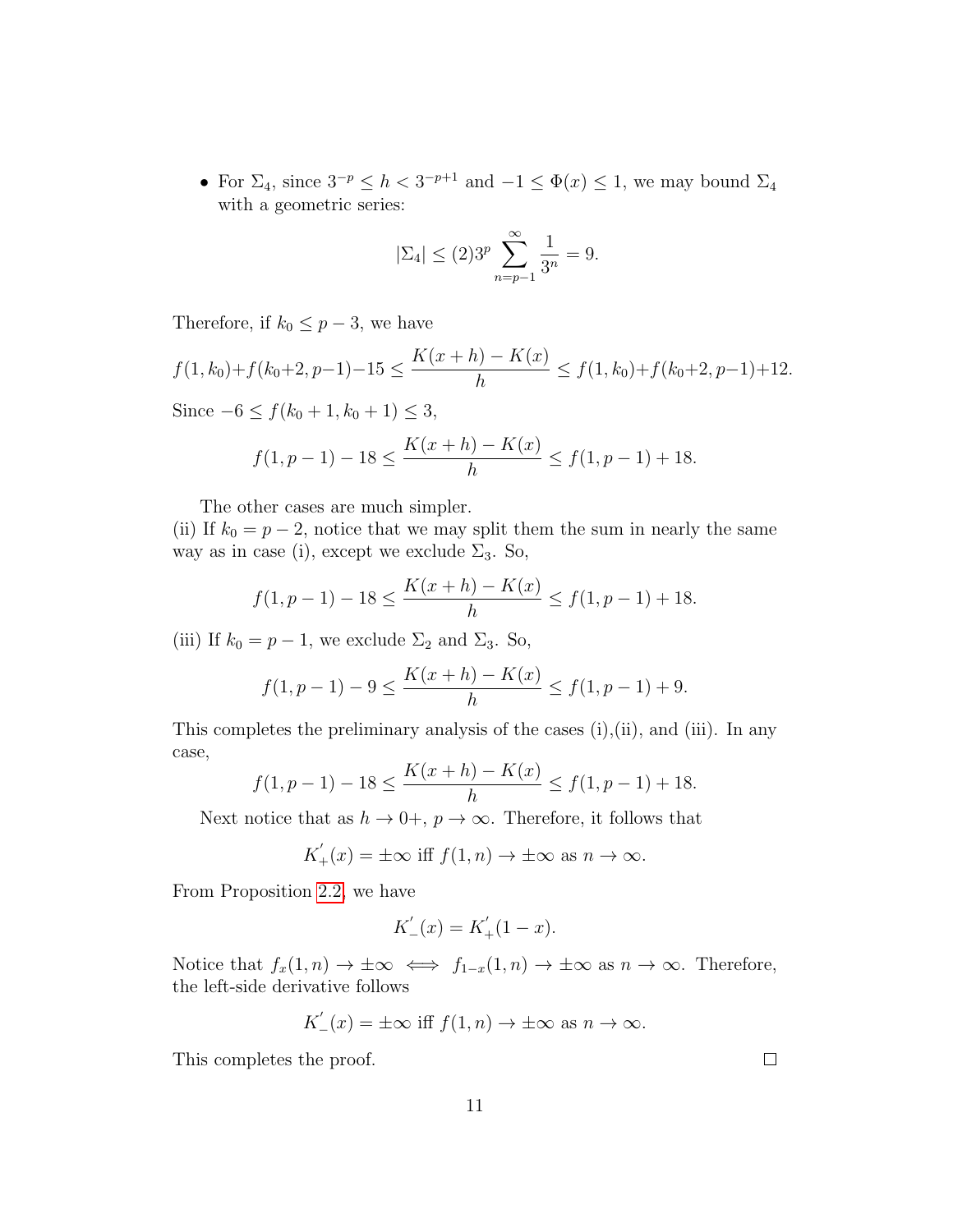- For $\Sigma_4$, since $3^{-p} \le h < 3^{-p+1}$ and $-1 \le \Phi(x) \le 1$, we may bound $\Sigma_4$ with a geometric series:

$$|\Sigma_4| \le (2)3^p \sum_{n=p-1}^{\infty} \frac{1}{3^n} = 9.$$

Therefore, if $k_0 \le p-3$, we have

$$f(1,k_0)+f(k_0+2,p-1)-15 \le \frac{K(x+h)-K(x)}{h} \le f(1,k_0)+f(k_0+2,p-1)+12.$$

Since $-6 \le f(k_0+1,k_0+1) \le 3$,

$$f(1,p-1)-18 \le \frac{K(x+h)-K(x)}{h} \le f(1,p-1)+18.$$

The other cases are much simpler.

(ii) If $k_0 = p-2$, notice that we may split them the sum in nearly the same way as in case (i), except we exclude $\Sigma_3$. So,

$$f(1,p-1)-18 \le \frac{K(x+h)-K(x)}{h} \le f(1,p-1)+18.$$

(iii) If $k_0 = p-1$, we exclude $\Sigma_2$ and $\Sigma_3$. So,

$$f(1,p-1)-9 \le \frac{K(x+h)-K(x)}{h} \le f(1,p-1)+9.$$

This completes the preliminary analysis of the cases (i),(ii), and (iii). In any case,

$$f(1,p-1)-18 \le \frac{K(x+h)-K(x)}{h} \le f(1,p-1)+18.$$

Next notice that as $h \to 0+$, $p \to \infty$. Therefore, it follows that

$$K_+^{'}(x) = \pm\infty \text{ iff } f(1,n) \to \pm\infty \text{ as } n \to \infty.$$

From Proposition 2.2, we have

$$K_-^{'}(x) = K_+^{'}(1-x).$$

Notice that $f_x(1,n) \to \pm\infty \iff f_{1-x}(1,n) \to \pm\infty$ as $n \to \infty$. Therefore, the left-side derivative follows

$$K_-^{'}(x) = \pm\infty \text{ iff } f(1,n) \to \pm\infty \text{ as } n \to \infty.$$

This completes the proof. $\square$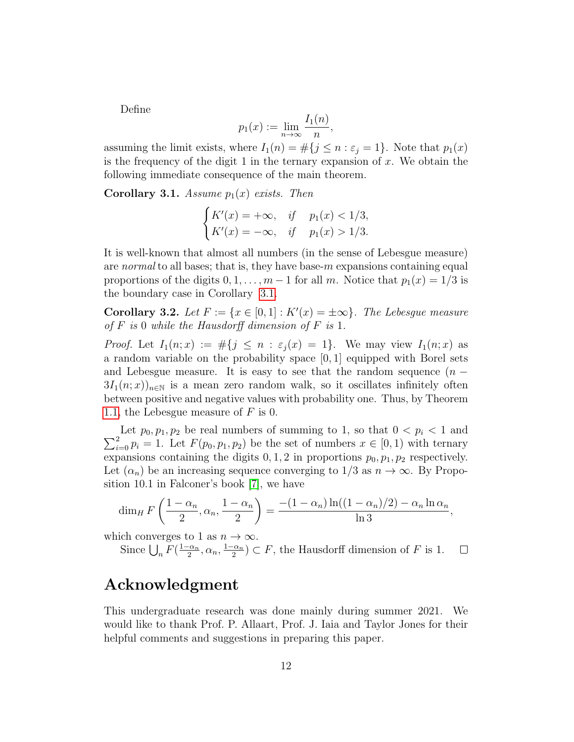Define

$$p_1(x) := \lim_{n\to\infty} \frac{I_1(n)}{n},$$

assuming the limit exists, where $I_1(n) = \#\{j \le n : \varepsilon_j = 1\}$. Note that $p_1(x)$ is the frequency of the digit 1 in the ternary expansion of $x$. We obtain the following immediate consequence of the main theorem.

**Corollary 3.1.** *Assume $p_1(x)$ exists. Then*

$$\begin{cases} K'(x) = +\infty, & \text{if} \quad p_1(x) < 1/3, \\ K'(x) = -\infty, & \text{if} \quad p_1(x) > 1/3. \end{cases}$$

It is well-known that almost all numbers (in the sense of Lebesgue measure) are *normal* to all bases; that is, they have base-$m$ expansions containing equal proportions of the digits $0, 1, \ldots, m-1$ for all $m$. Notice that $p_1(x) = 1/3$ is the boundary case in Corollary 3.1.

**Corollary 3.2.** *Let $F := \{x \in [0,1] : K'(x) = \pm\infty\}$. The Lebesgue measure of $F$ is 0 while the Hausdorff dimension of $F$ is 1.*

*Proof.* Let $I_1(n;x) := \#\{j \le n : \varepsilon_j(x) = 1\}$. We may view $I_1(n;x)$ as a random variable on the probability space $[0,1]$ equipped with Borel sets and Lebesgue measure. It is easy to see that the random sequence $(n - 3I_1(n;x))_{n\in\mathbb{N}}$ is a mean zero random walk, so it oscillates infinitely often between positive and negative values with probability one. Thus, by Theorem 1.1, the Lebesgue measure of $F$ is 0.

Let $p_0, p_1, p_2$ be real numbers of summing to 1, so that $0 < p_i < 1$ and $\sum_{i=0}^{2} p_i = 1$. Let $F(p_0, p_1, p_2)$ be the set of numbers $x \in [0,1)$ with ternary expansions containing the digits $0, 1, 2$ in proportions $p_0, p_1, p_2$ respectively. Let $(\alpha_n)$ be an increasing sequence converging to $1/3$ as $n \to \infty$. By Proposition 10.1 in Falconer's book [7], we have

$$\dim_H F\left(\frac{1-\alpha_n}{2}, \alpha_n, \frac{1-\alpha_n}{2}\right) = \frac{-(1-\alpha_n)\ln((1-\alpha_n)/2) - \alpha_n \ln \alpha_n}{\ln 3},$$

which converges to 1 as $n \to \infty$.

Since $\bigcup_n F(\frac{1-\alpha_n}{2}, \alpha_n, \frac{1-\alpha_n}{2}) \subset F$, the Hausdorff dimension of $F$ is 1. $\square$

# Acknowledgment

This undergraduate research was done mainly during summer 2021. We would like to thank Prof. P. Allaart, Prof. J. Iaia and Taylor Jones for their helpful comments and suggestions in preparing this paper.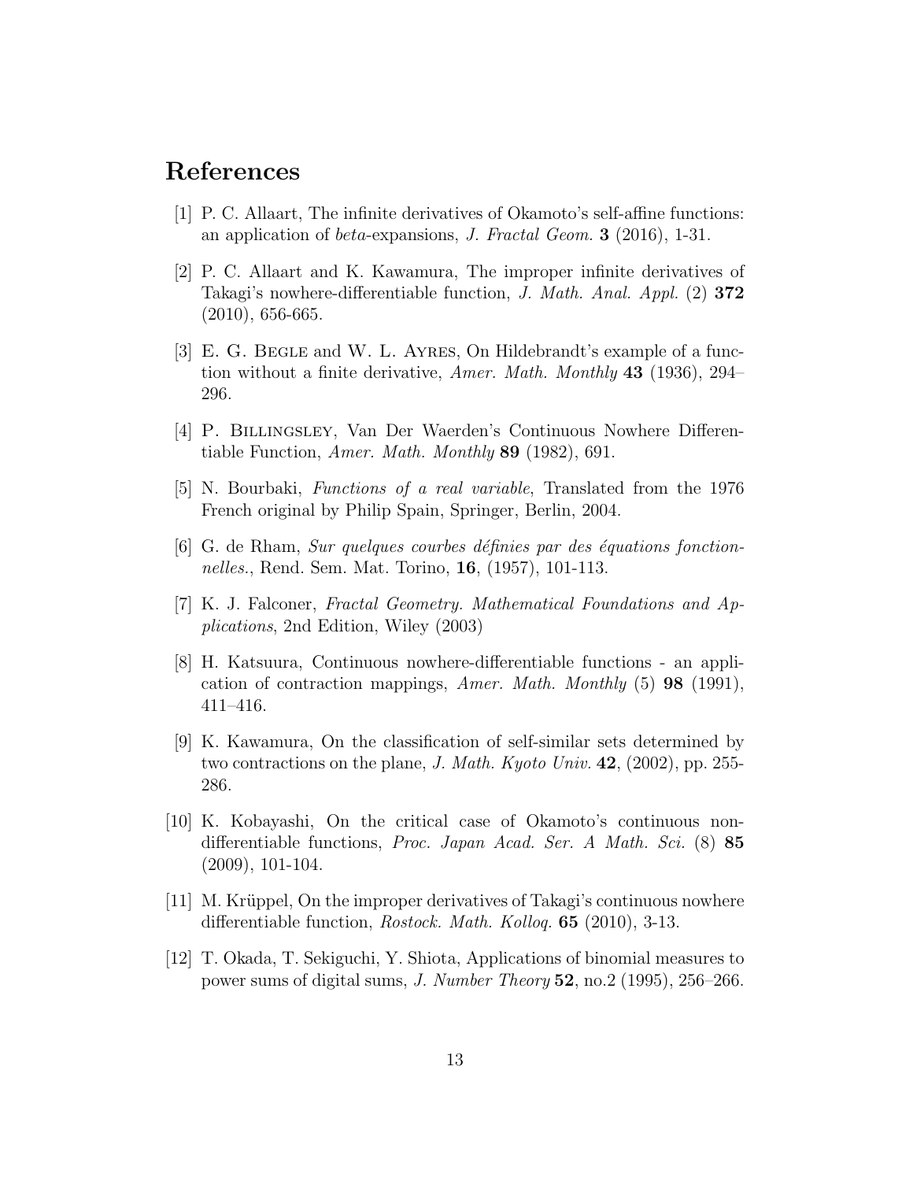# References

[1] P. C. Allaart, The infinite derivatives of Okamoto's self-affine functions: an application of *beta*-expansions, *J. Fractal Geom.* **3** (2016), 1-31.

[2] P. C. Allaart and K. Kawamura, The improper infinite derivatives of Takagi's nowhere-differentiable function, *J. Math. Anal. Appl.* (2) **372** (2010), 656-665.

[3] E. G. Begle and W. L. Ayres, On Hildebrandt's example of a function without a finite derivative, *Amer. Math. Monthly* **43** (1936), 294–296.

[4] P. Billingsley, Van Der Waerden's Continuous Nowhere Differentiable Function, *Amer. Math. Monthly* **89** (1982), 691.

[5] N. Bourbaki, *Functions of a real variable*, Translated from the 1976 French original by Philip Spain, Springer, Berlin, 2004.

[6] G. de Rham, *Sur quelques courbes définies par des équations fonctionnelles.*, Rend. Sem. Mat. Torino, **16**, (1957), 101-113.

[7] K. J. Falconer, *Fractal Geometry. Mathematical Foundations and Applications*, 2nd Edition, Wiley (2003)

[8] H. Katsuura, Continuous nowhere-differentiable functions - an application of contraction mappings, *Amer. Math. Monthly* (5) **98** (1991), 411–416.

[9] K. Kawamura, On the classification of self-similar sets determined by two contractions on the plane, *J. Math. Kyoto Univ.* **42**, (2002), pp. 255-286.

[10] K. Kobayashi, On the critical case of Okamoto's continuous non-differentiable functions, *Proc. Japan Acad. Ser. A Math. Sci.* (8) **85** (2009), 101-104.

[11] M. Krüppel, On the improper derivatives of Takagi's continuous nowhere differentiable function, *Rostock. Math. Kolloq.* **65** (2010), 3-13.

[12] T. Okada, T. Sekiguchi, Y. Shiota, Applications of binomial measures to power sums of digital sums, *J. Number Theory* **52**, no.2 (1995), 256–266.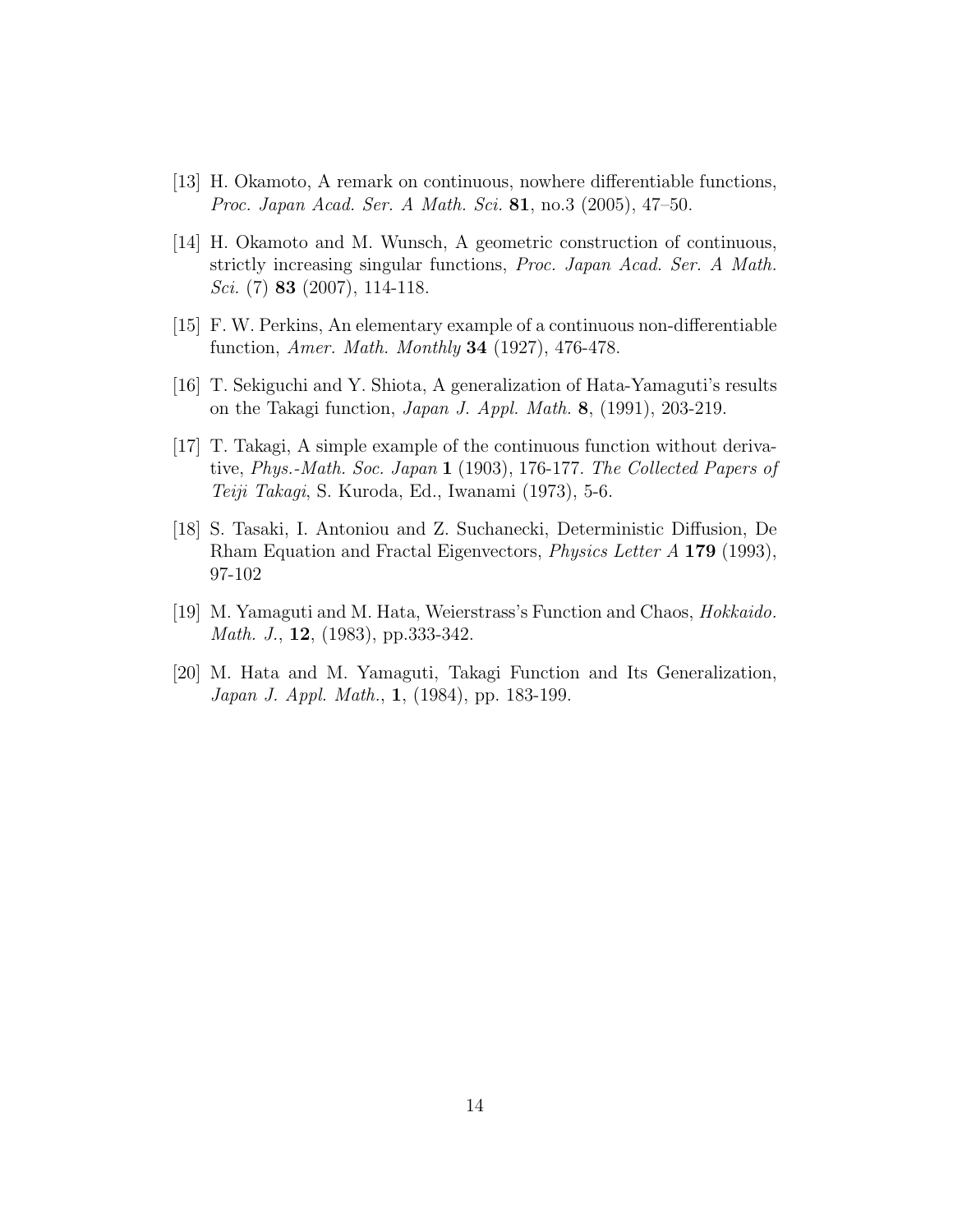[13] H. Okamoto, A remark on continuous, nowhere differentiable functions, *Proc. Japan Acad. Ser. A Math. Sci.* **81**, no.3 (2005), 47–50.

[14] H. Okamoto and M. Wunsch, A geometric construction of continuous, strictly increasing singular functions, *Proc. Japan Acad. Ser. A Math. Sci.* (7) **83** (2007), 114-118.

[15] F. W. Perkins, An elementary example of a continuous non-differentiable function, *Amer. Math. Monthly* **34** (1927), 476-478.

[16] T. Sekiguchi and Y. Shiota, A generalization of Hata-Yamaguti's results on the Takagi function, *Japan J. Appl. Math.* **8**, (1991), 203-219.

[17] T. Takagi, A simple example of the continuous function without derivative, *Phys.-Math. Soc. Japan* **1** (1903), 176-177. *The Collected Papers of Teiji Takagi*, S. Kuroda, Ed., Iwanami (1973), 5-6.

[18] S. Tasaki, I. Antoniou and Z. Suchanecki, Deterministic Diffusion, De Rham Equation and Fractal Eigenvectors, *Physics Letter A* **179** (1993), 97-102

[19] M. Yamaguti and M. Hata, Weierstrass's Function and Chaos, *Hokkaido. Math. J.*, **12**, (1983), pp.333-342.

[20] M. Hata and M. Yamaguti, Takagi Function and Its Generalization, *Japan J. Appl. Math.*, **1**, (1984), pp. 183-199.